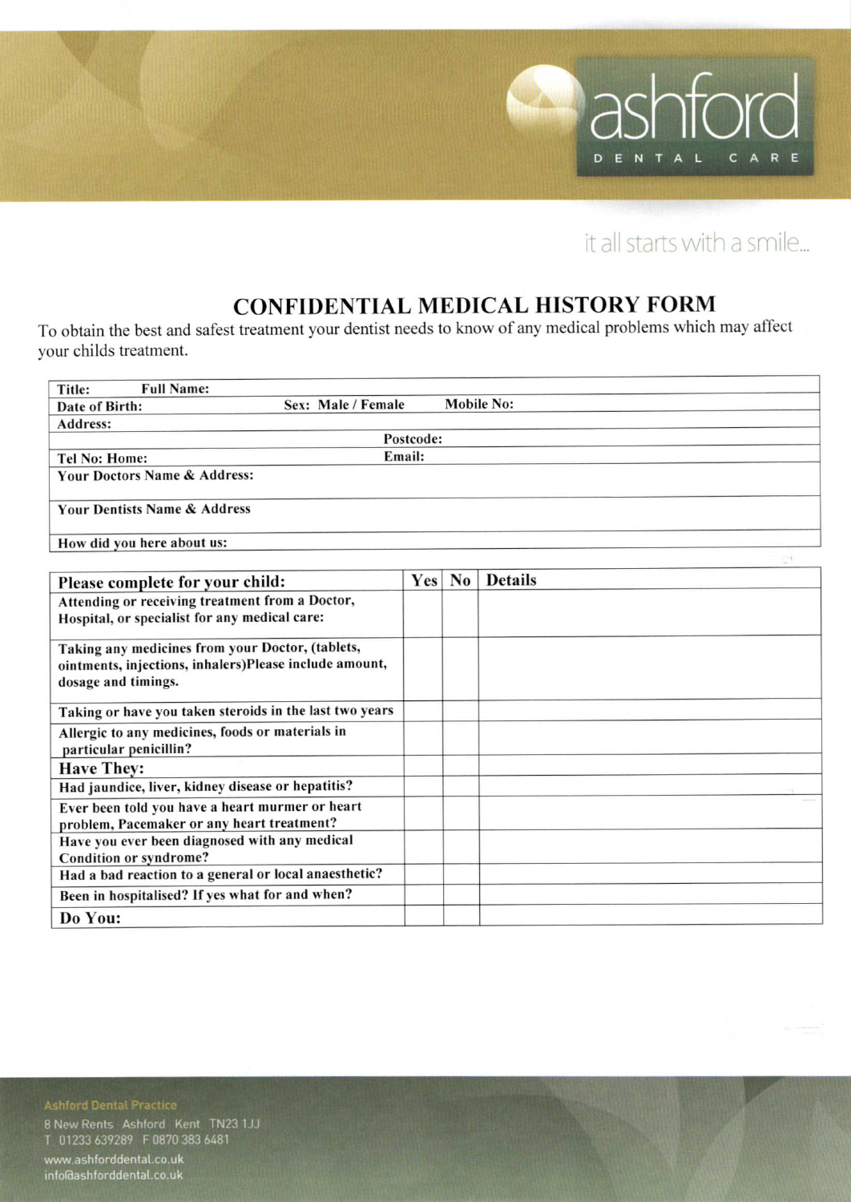ashford DENTAL CARE

it all starts with a smile...

# CONFIDENTIAL MEDICAL HISTORY FORM

To obtain the best and safest treatment your dentist needs to know of any medical problems which may affect your childs treatment.

| | | |
|---|---|---|
| **Title:** **Full Name:** | | |
| **Date of Birth:** | **Sex: Male / Female** | **Mobile No:** |
| **Address:** | | |
| | **Postcode:** | |
| **Tel No: Home:** | **Email:** | |
| **Your Doctors Name & Address:** | | |
| **Your Dentists Name & Address** | | |
| **How did you here about us:** | | |

| **Please complete for your child:** | **Yes** | **No** | **Details** |
|---|---|---|---|
| **Attending or receiving treatment from a Doctor, Hospital, or specialist for any medical care:** | | | |
| **Taking any medicines from your Doctor, (tablets, ointments, injections, inhalers)Please include amount, dosage and timings.** | | | |
| **Taking or have you taken steroids in the last two years** | | | |
| **Allergic to any medicines, foods or materials in particular penicillin?** | | | |
| **Have They:** | | | |
| **Had jaundice, liver, kidney disease or hepatitis?** | | | |
| **Ever been told you have a heart murmer or heart problem, Pacemaker or any heart treatment?** | | | |
| **Have you ever been diagnosed with any medical Condition or syndrome?** | | | |
| **Had a bad reaction to a general or local anaesthetic?** | | | |
| **Been in hospitalised? If yes what for and when?** | | | |
| **Do You:** | | | |

Ashford Dental Practice
8 New Rents Ashford Kent TN23 1JJ
T 01233 639289 F 0870 383 6481
www.ashforddental.co.uk
info@ashforddental.co.uk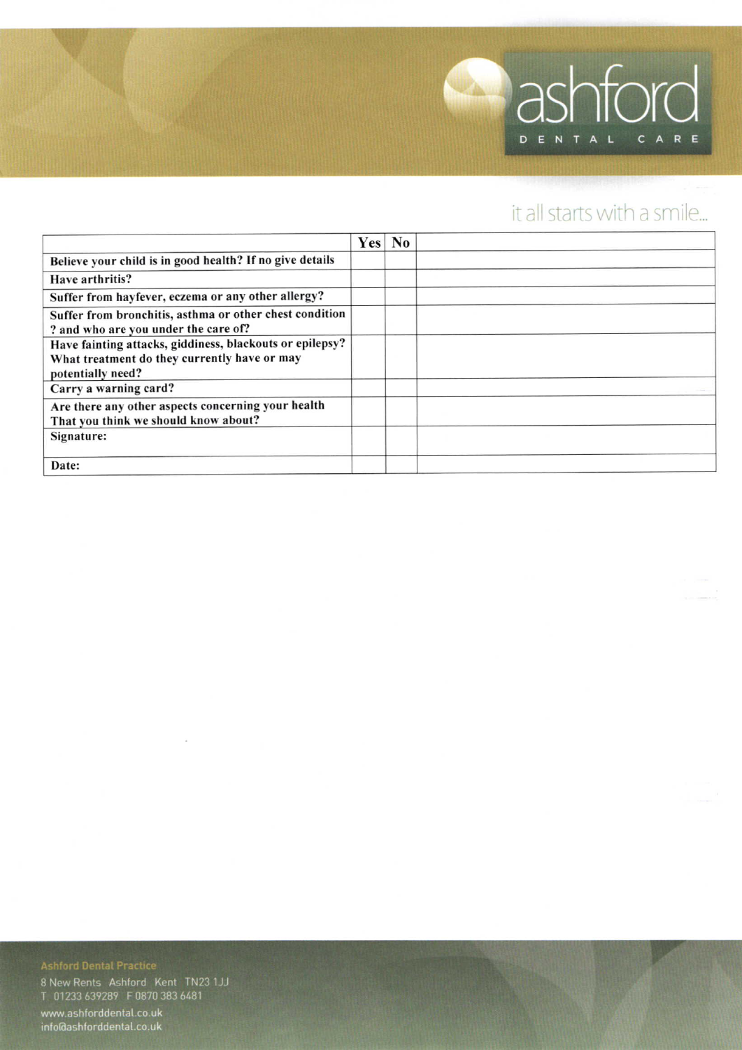ashford

DENTAL CARE

it all starts with a smile...

| | Yes | No | |
|---|---|---|---|
| Believe your child is in good health? If no give details | | | |
| Have arthritis? | | | |
| Suffer from hayfever, eczema or any other allergy? | | | |
| Suffer from bronchitis, asthma or other chest condition ? and who are you under the care of? | | | |
| Have fainting attacks, giddiness, blackouts or epilepsy? What treatment do they currently have or may potentially need? | | | |
| Carry a warning card? | | | |
| Are there any other aspects concerning your health That you think we should know about? | | | |
| Signature: | | | |
| Date: | | | |

Ashford Dental Practice

8 New Rents Ashford Kent TN23 1JJ

T 01233 639289 F 0870 383 6481

www.ashforddental.co.uk

info@ashforddental.co.uk